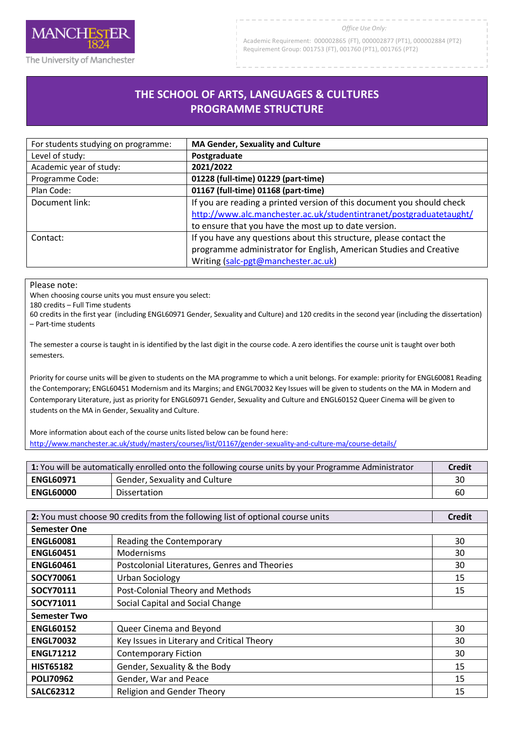MANCHESTER 1824

The University of Manchester

*Office Use Only:*

Academic Requirement: 000002865 (FT), 000002877 (PT1), 000002884 (PT2)
Requirement Group: 001753 (FT), 001760 (PT1), 001765 (PT2)

# THE SCHOOL OF ARTS, LANGUAGES & CULTURES PROGRAMME STRUCTURE

| For students studying on programme: | **MA Gender, Sexuality and Culture** |
|---|---|
| Level of study: | **Postgraduate** |
| Academic year of study: | **2021/2022** |
| Programme Code: | **01228 (full-time) 01229 (part-time)** |
| Plan Code: | **01167 (full-time) 01168 (part-time)** |
| Document link: | If you are reading a printed version of this document you should check http://www.alc.manchester.ac.uk/studentintranet/postgraduatetaught/ to ensure that you have the most up to date version. |
| Contact: | If you have any questions about this structure, please contact the programme administrator for English, American Studies and Creative Writing (salc-pgt@manchester.ac.uk) |

Please note:
When choosing course units you must ensure you select:
180 credits – Full Time students
60 credits in the first year (including ENGL60971 Gender, Sexuality and Culture) and 120 credits in the second year (including the dissertation) – Part-time students

The semester a course is taught in is identified by the last digit in the course code. A zero identifies the course unit is taught over both semesters.

Priority for course units will be given to students on the MA programme to which a unit belongs. For example: priority for ENGL60081 Reading the Contemporary; ENGL60451 Modernism and its Margins; and ENGL70032 Key Issues will be given to students on the MA in Modern and Contemporary Literature, just as priority for ENGL60971 Gender, Sexuality and Culture and ENGL60152 Queer Cinema will be given to students on the MA in Gender, Sexuality and Culture.

More information about each of the course units listed below can be found here:
http://www.manchester.ac.uk/study/masters/courses/list/01167/gender-sexuality-and-culture-ma/course-details/

| **1:** You will be automatically enrolled onto the following course units by your Programme Administrator | | **Credit** |
|---|---|---|
| **ENGL60971** | Gender, Sexuality and Culture | 30 |
| **ENGL60000** | Dissertation | 60 |

| **2:** You must choose 90 credits from the following list of optional course units | | **Credit** |
|---|---|---|
| **Semester One** | | |
| **ENGL60081** | Reading the Contemporary | 30 |
| **ENGL60451** | Modernisms | 30 |
| **ENGL60461** | Postcolonial Literatures, Genres and Theories | 30 |
| **SOCY70061** | Urban Sociology | 15 |
| **SOCY70111** | Post-Colonial Theory and Methods | 15 |
| **SOCY71011** | Social Capital and Social Change | |
| **Semester Two** | | |
| **ENGL60152** | Queer Cinema and Beyond | 30 |
| **ENGL70032** | Key Issues in Literary and Critical Theory | 30 |
| **ENGL71212** | Contemporary Fiction | 30 |
| **HIST65182** | Gender, Sexuality & the Body | 15 |
| **POLI70962** | Gender, War and Peace | 15 |
| **SALC62312** | Religion and Gender Theory | 15 |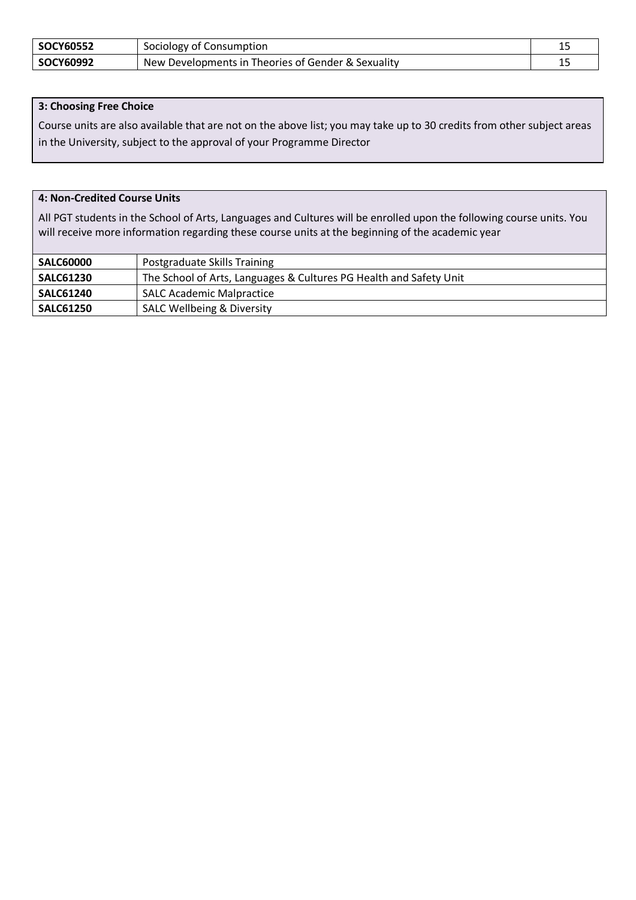| | | |
|---|---|---|
| **SOCY60552** | Sociology of Consumption | 15 |
| **SOCY60992** | New Developments in Theories of Gender & Sexuality | 15 |

**3: Choosing Free Choice**

Course units are also available that are not on the above list; you may take up to 30 credits from other subject areas in the University, subject to the approval of your Programme Director

**4: Non-Credited Course Units**

All PGT students in the School of Arts, Languages and Cultures will be enrolled upon the following course units. You will receive more information regarding these course units at the beginning of the academic year

| | |
|---|---|
| **SALC60000** | Postgraduate Skills Training |
| **SALC61230** | The School of Arts, Languages & Cultures PG Health and Safety Unit |
| **SALC61240** | SALC Academic Malpractice |
| **SALC61250** | SALC Wellbeing & Diversity |